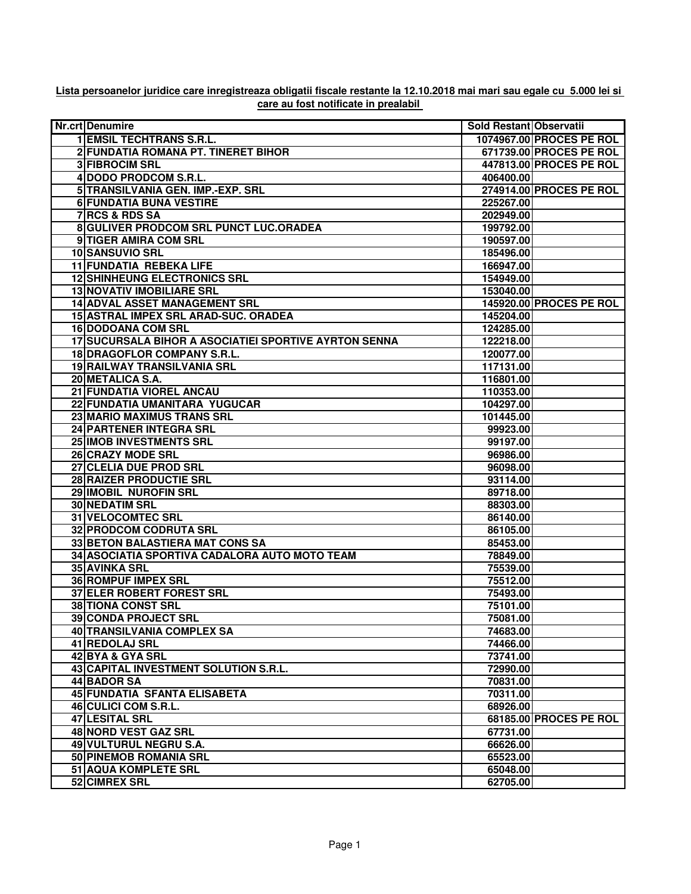**Lista persoanelor juridice care inregistreaza obligatii fiscale restante la 12.10.2018 mai mari sau egale cu 5.000 lei si care au fost notificate in prealabil**

| Nr.crt | Denumire | Sold Restant | Observatii |
|---|---|---|---|
| 1 | EMSIL TECHTRANS S.R.L. | 1074967.00 | PROCES PE ROL |
| 2 | FUNDATIA ROMANA PT. TINERET BIHOR | 671739.00 | PROCES PE ROL |
| 3 | FIBROCIM SRL | 447813.00 | PROCES PE ROL |
| 4 | DODO PRODCOM S.R.L. | 406400.00 | |
| 5 | TRANSILVANIA GEN. IMP.-EXP. SRL | 274914.00 | PROCES PE ROL |
| 6 | FUNDATIA BUNA VESTIRE | 225267.00 | |
| 7 | RCS & RDS SA | 202949.00 | |
| 8 | GULIVER PRODCOM SRL PUNCT LUC.ORADEA | 199792.00 | |
| 9 | TIGER AMIRA COM SRL | 190597.00 | |
| 10 | SANSUVIO SRL | 185496.00 | |
| 11 | FUNDATIA REBEKA LIFE | 166947.00 | |
| 12 | SHINHEUNG ELECTRONICS SRL | 154949.00 | |
| 13 | NOVATIV IMOBILIARE SRL | 153040.00 | |
| 14 | ADVAL ASSET MANAGEMENT SRL | 145920.00 | PROCES PE ROL |
| 15 | ASTRAL IMPEX SRL ARAD-SUC. ORADEA | 145204.00 | |
| 16 | DODOANA COM SRL | 124285.00 | |
| 17 | SUCURSALA BIHOR A ASOCIATIEI SPORTIVE AYRTON SENNA | 122218.00 | |
| 18 | DRAGOFLOR COMPANY S.R.L. | 120077.00 | |
| 19 | RAILWAY TRANSILVANIA SRL | 117131.00 | |
| 20 | METALICA S.A. | 116801.00 | |
| 21 | FUNDATIA VIOREL ANCAU | 110353.00 | |
| 22 | FUNDATIA UMANITARA YUGUCAR | 104297.00 | |
| 23 | MARIO MAXIMUS TRANS SRL | 101445.00 | |
| 24 | PARTENER INTEGRA SRL | 99923.00 | |
| 25 | IMOB INVESTMENTS SRL | 99197.00 | |
| 26 | CRAZY MODE SRL | 96986.00 | |
| 27 | CLELIA DUE PROD SRL | 96098.00 | |
| 28 | RAIZER PRODUCTIE SRL | 93114.00 | |
| 29 | IMOBIL NUROFIN SRL | 89718.00 | |
| 30 | NEDATIM SRL | 88303.00 | |
| 31 | VELOCOMTEC SRL | 86140.00 | |
| 32 | PRODCOM CODRUTA SRL | 86105.00 | |
| 33 | BETON BALASTIERA MAT CONS SA | 85453.00 | |
| 34 | ASOCIATIA SPORTIVA CADALORA AUTO MOTO TEAM | 78849.00 | |
| 35 | AVINKA SRL | 75539.00 | |
| 36 | ROMPUF IMPEX SRL | 75512.00 | |
| 37 | ELER ROBERT FOREST SRL | 75493.00 | |
| 38 | TIONA CONST SRL | 75101.00 | |
| 39 | CONDA PROJECT SRL | 75081.00 | |
| 40 | TRANSILVANIA COMPLEX SA | 74683.00 | |
| 41 | REDOLAJ SRL | 74466.00 | |
| 42 | BYA & GYA SRL | 73741.00 | |
| 43 | CAPITAL INVESTMENT SOLUTION S.R.L. | 72990.00 | |
| 44 | BADOR SA | 70831.00 | |
| 45 | FUNDATIA SFANTA ELISABETA | 70311.00 | |
| 46 | CULICI COM S.R.L. | 68926.00 | |
| 47 | LESITAL SRL | 68185.00 | PROCES PE ROL |
| 48 | NORD VEST GAZ SRL | 67731.00 | |
| 49 | VULTURUL NEGRU S.A. | 66626.00 | |
| 50 | PINEMOB ROMANIA SRL | 65523.00 | |
| 51 | AQUA KOMPLETE SRL | 65048.00 | |
| 52 | CIMREX SRL | 62705.00 | |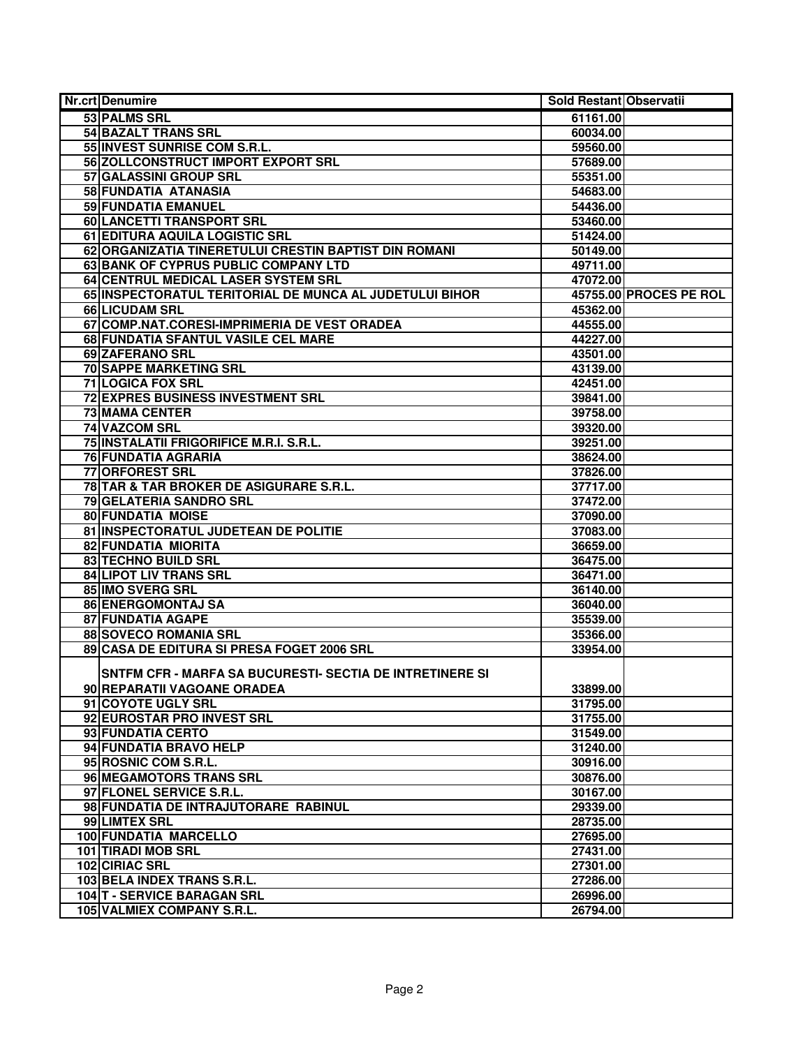| Nr.crt | Denumire | Sold Restant | Observatii |
|---|---|---|---|
| 53 | PALMS SRL | 61161.00 | |
| 54 | BAZALT TRANS SRL | 60034.00 | |
| 55 | INVEST SUNRISE COM S.R.L. | 59560.00 | |
| 56 | ZOLLCONSTRUCT IMPORT EXPORT SRL | 57689.00 | |
| 57 | GALASSINI GROUP SRL | 55351.00 | |
| 58 | FUNDATIA ATANASIA | 54683.00 | |
| 59 | FUNDATIA EMANUEL | 54436.00 | |
| 60 | LANCETTI TRANSPORT SRL | 53460.00 | |
| 61 | EDITURA AQUILA LOGISTIC SRL | 51424.00 | |
| 62 | ORGANIZATIA TINERETULUI CRESTIN BAPTIST DIN ROMANI | 50149.00 | |
| 63 | BANK OF CYPRUS PUBLIC COMPANY LTD | 49711.00 | |
| 64 | CENTRUL MEDICAL LASER SYSTEM SRL | 47072.00 | |
| 65 | INSPECTORATUL TERITORIAL DE MUNCA AL JUDETULUI BIHOR | 45755.00 | PROCES PE ROL |
| 66 | LICUDAM SRL | 45362.00 | |
| 67 | COMP.NAT.CORESI-IMPRIMERIA DE VEST ORADEA | 44555.00 | |
| 68 | FUNDATIA SFANTUL VASILE CEL MARE | 44227.00 | |
| 69 | ZAFERANO SRL | 43501.00 | |
| 70 | SAPPE MARKETING SRL | 43139.00 | |
| 71 | LOGICA FOX SRL | 42451.00 | |
| 72 | EXPRES BUSINESS INVESTMENT SRL | 39841.00 | |
| 73 | MAMA CENTER | 39758.00 | |
| 74 | VAZCOM SRL | 39320.00 | |
| 75 | INSTALATII FRIGORIFICE M.R.I. S.R.L. | 39251.00 | |
| 76 | FUNDATIA AGRARIA | 38624.00 | |
| 77 | ORFOREST SRL | 37826.00 | |
| 78 | TAR & TAR BROKER DE ASIGURARE S.R.L. | 37717.00 | |
| 79 | GELATERIA SANDRO SRL | 37472.00 | |
| 80 | FUNDATIA MOISE | 37090.00 | |
| 81 | INSPECTORATUL JUDETEAN DE POLITIE | 37083.00 | |
| 82 | FUNDATIA MIORITA | 36659.00 | |
| 83 | TECHNO BUILD SRL | 36475.00 | |
| 84 | LIPOT LIV TRANS SRL | 36471.00 | |
| 85 | IMO SVERG SRL | 36140.00 | |
| 86 | ENERGOMONTAJ SA | 36040.00 | |
| 87 | FUNDATIA AGAPE | 35539.00 | |
| 88 | SOVECO ROMANIA SRL | 35366.00 | |
| 89 | CASA DE EDITURA SI PRESA FOGET 2006 SRL | 33954.00 | |
| 90 | SNTFM CFR - MARFA SA BUCURESTI- SECTIA DE INTRETINERE SI REPARATII VAGOANE ORADEA | 33899.00 | |
| 91 | COYOTE UGLY SRL | 31795.00 | |
| 92 | EUROSTAR PRO INVEST SRL | 31755.00 | |
| 93 | FUNDATIA CERTO | 31549.00 | |
| 94 | FUNDATIA BRAVO HELP | 31240.00 | |
| 95 | ROSNIC COM S.R.L. | 30916.00 | |
| 96 | MEGAMOTORS TRANS SRL | 30876.00 | |
| 97 | FLONEL SERVICE S.R.L. | 30167.00 | |
| 98 | FUNDATIA DE INTRAJUTORARE RABINUL | 29339.00 | |
| 99 | LIMTEX SRL | 28735.00 | |
| 100 | FUNDATIA MARCELLO | 27695.00 | |
| 101 | TIRADI MOB SRL | 27431.00 | |
| 102 | CIRIAC SRL | 27301.00 | |
| 103 | BELA INDEX TRANS S.R.L. | 27286.00 | |
| 104 | T - SERVICE BARAGAN SRL | 26996.00 | |
| 105 | VALMIEX COMPANY S.R.L. | 26794.00 | |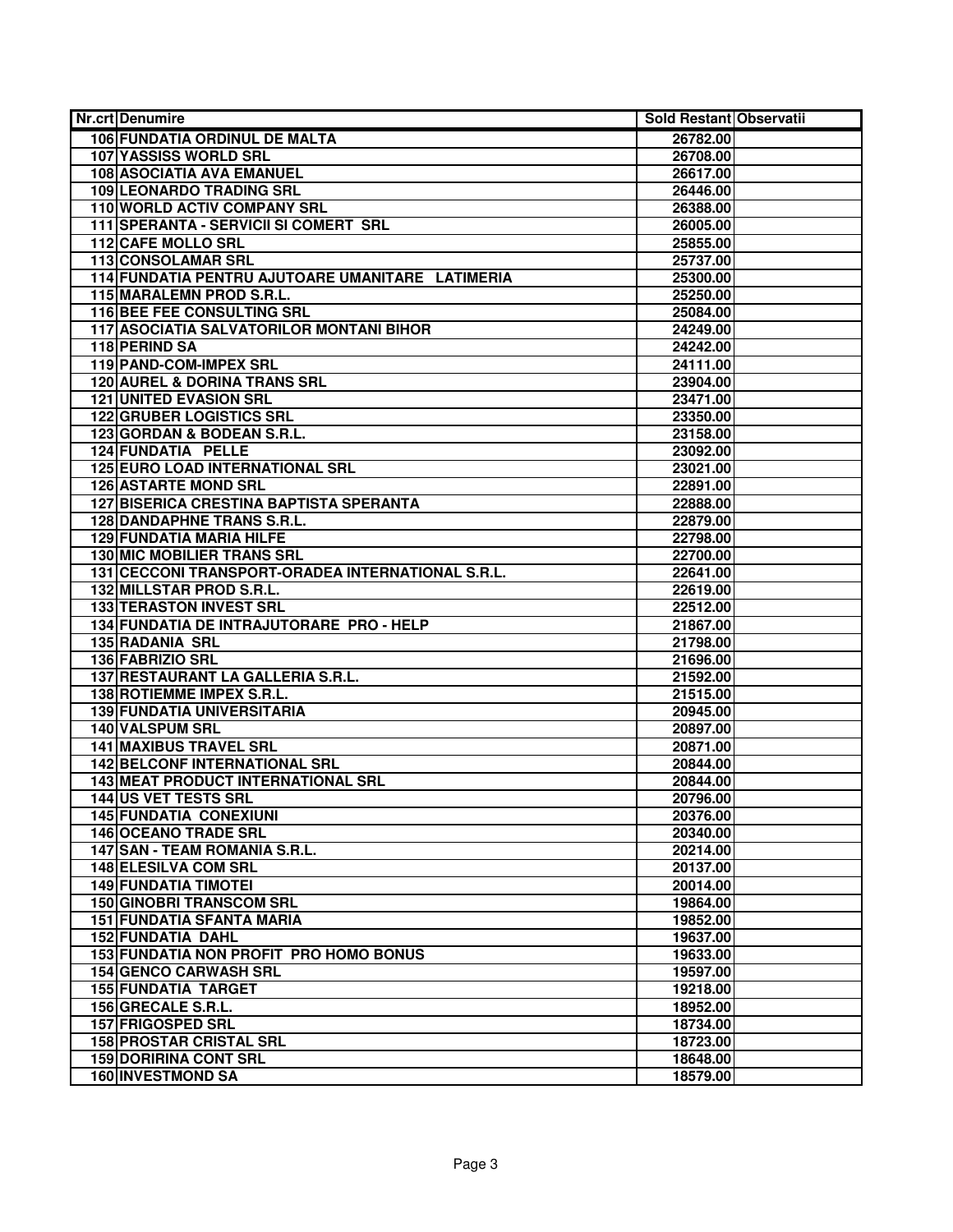| Nr.crt | Denumire | Sold Restant | Observatii |
|---|---|---|---|
| 106 | FUNDATIA ORDINUL DE MALTA | 26782.00 | |
| 107 | YASSISS WORLD SRL | 26708.00 | |
| 108 | ASOCIATIA AVA EMANUEL | 26617.00 | |
| 109 | LEONARDO TRADING SRL | 26446.00 | |
| 110 | WORLD ACTIV COMPANY SRL | 26388.00 | |
| 111 | SPERANTA - SERVICII SI COMERT SRL | 26005.00 | |
| 112 | CAFE MOLLO SRL | 25855.00 | |
| 113 | CONSOLAMAR SRL | 25737.00 | |
| 114 | FUNDATIA PENTRU AJUTOARE UMANITARE LATIMERIA | 25300.00 | |
| 115 | MARALEMN PROD S.R.L. | 25250.00 | |
| 116 | BEE FEE CONSULTING SRL | 25084.00 | |
| 117 | ASOCIATIA SALVATORILOR MONTANI BIHOR | 24249.00 | |
| 118 | PERIND SA | 24242.00 | |
| 119 | PAND-COM-IMPEX SRL | 24111.00 | |
| 120 | AUREL & DORINA TRANS SRL | 23904.00 | |
| 121 | UNITED EVASION SRL | 23471.00 | |
| 122 | GRUBER LOGISTICS SRL | 23350.00 | |
| 123 | GORDAN & BODEAN S.R.L. | 23158.00 | |
| 124 | FUNDATIA PELLE | 23092.00 | |
| 125 | EURO LOAD INTERNATIONAL SRL | 23021.00 | |
| 126 | ASTARTE MOND SRL | 22891.00 | |
| 127 | BISERICA CRESTINA BAPTISTA SPERANTA | 22888.00 | |
| 128 | DANDAPHNE TRANS S.R.L. | 22879.00 | |
| 129 | FUNDATIA MARIA HILFE | 22798.00 | |
| 130 | MIC MOBILIER TRANS SRL | 22700.00 | |
| 131 | CECCONI TRANSPORT-ORADEA INTERNATIONAL S.R.L. | 22641.00 | |
| 132 | MILLSTAR PROD S.R.L. | 22619.00 | |
| 133 | TERASTON INVEST SRL | 22512.00 | |
| 134 | FUNDATIA DE INTRAJUTORARE PRO - HELP | 21867.00 | |
| 135 | RADANIA SRL | 21798.00 | |
| 136 | FABRIZIO SRL | 21696.00 | |
| 137 | RESTAURANT LA GALLERIA S.R.L. | 21592.00 | |
| 138 | ROTIEMME IMPEX S.R.L. | 21515.00 | |
| 139 | FUNDATIA UNIVERSITARIA | 20945.00 | |
| 140 | VALSPUM SRL | 20897.00 | |
| 141 | MAXIBUS TRAVEL SRL | 20871.00 | |
| 142 | BELCONF INTERNATIONAL SRL | 20844.00 | |
| 143 | MEAT PRODUCT INTERNATIONAL SRL | 20844.00 | |
| 144 | US VET TESTS SRL | 20796.00 | |
| 145 | FUNDATIA CONEXIUNI | 20376.00 | |
| 146 | OCEANO TRADE SRL | 20340.00 | |
| 147 | SAN - TEAM ROMANIA S.R.L. | 20214.00 | |
| 148 | ELESILVA COM SRL | 20137.00 | |
| 149 | FUNDATIA TIMOTEI | 20014.00 | |
| 150 | GINOBRI TRANSCOM SRL | 19864.00 | |
| 151 | FUNDATIA SFANTA MARIA | 19852.00 | |
| 152 | FUNDATIA DAHL | 19637.00 | |
| 153 | FUNDATIA NON PROFIT PRO HOMO BONUS | 19633.00 | |
| 154 | GENCO CARWASH SRL | 19597.00 | |
| 155 | FUNDATIA TARGET | 19218.00 | |
| 156 | GRECALE S.R.L. | 18952.00 | |
| 157 | FRIGOSPED SRL | 18734.00 | |
| 158 | PROSTAR CRISTAL SRL | 18723.00 | |
| 159 | DORIRINA CONT SRL | 18648.00 | |
| 160 | INVESTMOND SA | 18579.00 | |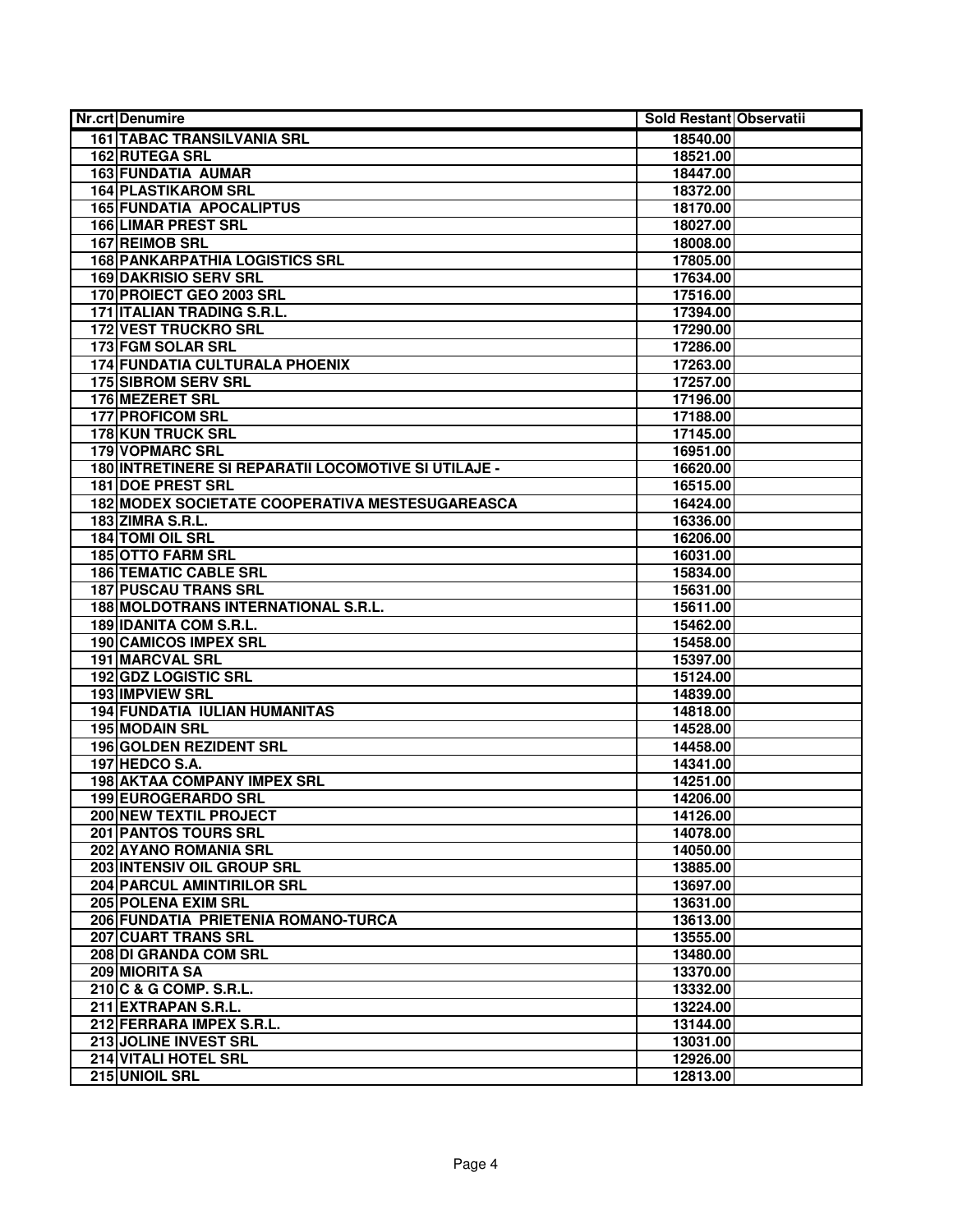| Nr.crt | Denumire | Sold Restant | Observatii |
|---|---|---|---|
| 161 | TABAC TRANSILVANIA SRL | 18540.00 | |
| 162 | RUTEGA SRL | 18521.00 | |
| 163 | FUNDATIA AUMAR | 18447.00 | |
| 164 | PLASTIKAROM SRL | 18372.00 | |
| 165 | FUNDATIA APOCALIPTUS | 18170.00 | |
| 166 | LIMAR PREST SRL | 18027.00 | |
| 167 | REIMOB SRL | 18008.00 | |
| 168 | PANKARPATHIA LOGISTICS SRL | 17805.00 | |
| 169 | DAKRISIO SERV SRL | 17634.00 | |
| 170 | PROIECT GEO 2003 SRL | 17516.00 | |
| 171 | ITALIAN TRADING S.R.L. | 17394.00 | |
| 172 | VEST TRUCKRO SRL | 17290.00 | |
| 173 | FGM SOLAR SRL | 17286.00 | |
| 174 | FUNDATIA CULTURALA PHOENIX | 17263.00 | |
| 175 | SIBROM SERV SRL | 17257.00 | |
| 176 | MEZERET SRL | 17196.00 | |
| 177 | PROFICOM SRL | 17188.00 | |
| 178 | KUN TRUCK SRL | 17145.00 | |
| 179 | VOPMARC SRL | 16951.00 | |
| 180 | INTRETINERE SI REPARATII LOCOMOTIVE SI UTILAJE - | 16620.00 | |
| 181 | DOE PREST SRL | 16515.00 | |
| 182 | MODEX SOCIETATE COOPERATIVA MESTESUGAREASCA | 16424.00 | |
| 183 | ZIMRA S.R.L. | 16336.00 | |
| 184 | TOMI OIL SRL | 16206.00 | |
| 185 | OTTO FARM SRL | 16031.00 | |
| 186 | TEMATIC CABLE SRL | 15834.00 | |
| 187 | PUSCAU TRANS SRL | 15631.00 | |
| 188 | MOLDOTRANS INTERNATIONAL S.R.L. | 15611.00 | |
| 189 | IDANITA COM S.R.L. | 15462.00 | |
| 190 | CAMICOS IMPEX SRL | 15458.00 | |
| 191 | MARCVAL SRL | 15397.00 | |
| 192 | GDZ LOGISTIC SRL | 15124.00 | |
| 193 | IMPVIEW SRL | 14839.00 | |
| 194 | FUNDATIA IULIAN HUMANITAS | 14818.00 | |
| 195 | MODAIN SRL | 14528.00 | |
| 196 | GOLDEN REZIDENT SRL | 14458.00 | |
| 197 | HEDCO S.A. | 14341.00 | |
| 198 | AKTAA COMPANY IMPEX SRL | 14251.00 | |
| 199 | EUROGERARDO SRL | 14206.00 | |
| 200 | NEW TEXTIL PROJECT | 14126.00 | |
| 201 | PANTOS TOURS SRL | 14078.00 | |
| 202 | AYANO ROMANIA SRL | 14050.00 | |
| 203 | INTENSIV OIL GROUP SRL | 13885.00 | |
| 204 | PARCUL AMINTIRILOR SRL | 13697.00 | |
| 205 | POLENA EXIM SRL | 13631.00 | |
| 206 | FUNDATIA PRIETENIA ROMANO-TURCA | 13613.00 | |
| 207 | CUART TRANS SRL | 13555.00 | |
| 208 | DI GRANDA COM SRL | 13480.00 | |
| 209 | MIORITA SA | 13370.00 | |
| 210 | C & G COMP. S.R.L. | 13332.00 | |
| 211 | EXTRAPAN S.R.L. | 13224.00 | |
| 212 | FERRARA IMPEX S.R.L. | 13144.00 | |
| 213 | JOLINE INVEST SRL | 13031.00 | |
| 214 | VITALI HOTEL SRL | 12926.00 | |
| 215 | UNIOIL SRL | 12813.00 | |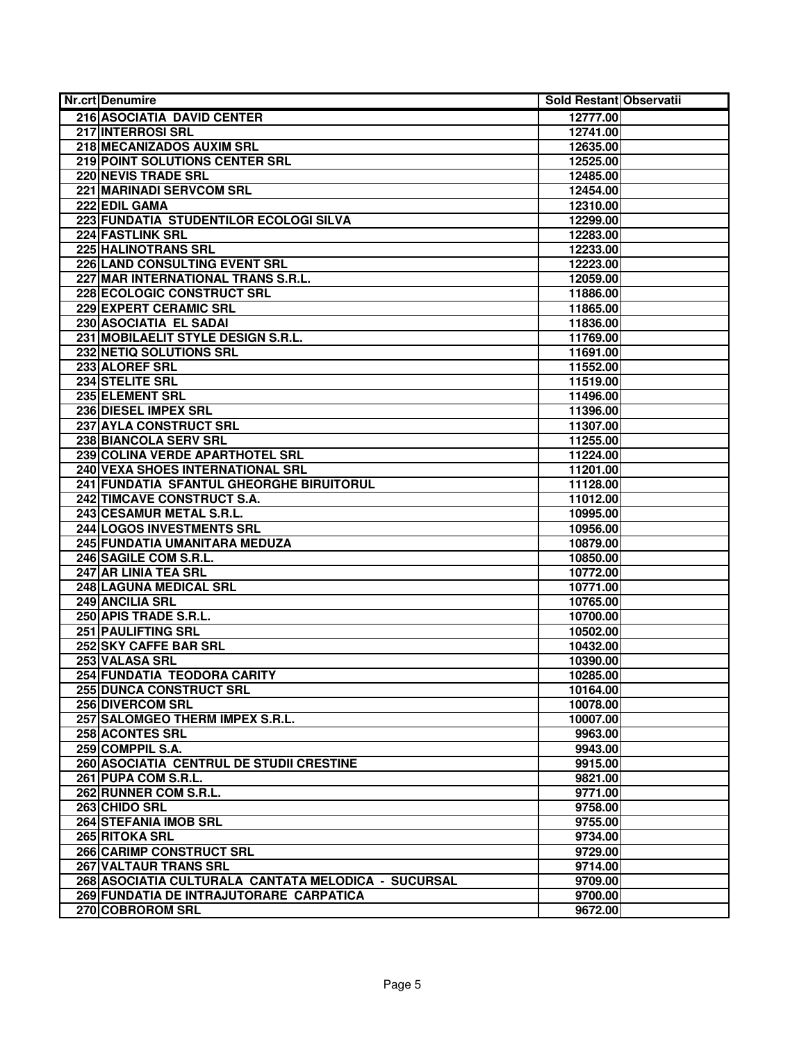| Nr.crt | Denumire | Sold Restant | Observatii |
|---|---|---|---|
| 216 | ASOCIATIA DAVID CENTER | 12777.00 | |
| 217 | INTERROSI SRL | 12741.00 | |
| 218 | MECANIZADOS AUXIM SRL | 12635.00 | |
| 219 | POINT SOLUTIONS CENTER SRL | 12525.00 | |
| 220 | NEVIS TRADE SRL | 12485.00 | |
| 221 | MARINADI SERVCOM SRL | 12454.00 | |
| 222 | EDIL GAMA | 12310.00 | |
| 223 | FUNDATIA STUDENTILOR ECOLOGI SILVA | 12299.00 | |
| 224 | FASTLINK SRL | 12283.00 | |
| 225 | HALINOTRANS SRL | 12233.00 | |
| 226 | LAND CONSULTING EVENT SRL | 12223.00 | |
| 227 | MAR INTERNATIONAL TRANS S.R.L. | 12059.00 | |
| 228 | ECOLOGIC CONSTRUCT SRL | 11886.00 | |
| 229 | EXPERT CERAMIC SRL | 11865.00 | |
| 230 | ASOCIATIA EL SADAI | 11836.00 | |
| 231 | MOBILAELIT STYLE DESIGN S.R.L. | 11769.00 | |
| 232 | NETIQ SOLUTIONS SRL | 11691.00 | |
| 233 | ALOREF SRL | 11552.00 | |
| 234 | STELITE SRL | 11519.00 | |
| 235 | ELEMENT SRL | 11496.00 | |
| 236 | DIESEL IMPEX SRL | 11396.00 | |
| 237 | AYLA CONSTRUCT SRL | 11307.00 | |
| 238 | BIANCOLA SERV SRL | 11255.00 | |
| 239 | COLINA VERDE APARTHOTEL SRL | 11224.00 | |
| 240 | VEXA SHOES INTERNATIONAL SRL | 11201.00 | |
| 241 | FUNDATIA SFANTUL GHEORGHE BIRUITORUL | 11128.00 | |
| 242 | TIMCAVE CONSTRUCT S.A. | 11012.00 | |
| 243 | CESAMUR METAL S.R.L. | 10995.00 | |
| 244 | LOGOS INVESTMENTS SRL | 10956.00 | |
| 245 | FUNDATIA UMANITARA MEDUZA | 10879.00 | |
| 246 | SAGILE COM S.R.L. | 10850.00 | |
| 247 | AR LINIA TEA SRL | 10772.00 | |
| 248 | LAGUNA MEDICAL SRL | 10771.00 | |
| 249 | ANCILIA SRL | 10765.00 | |
| 250 | APIS TRADE S.R.L. | 10700.00 | |
| 251 | PAULIFTING SRL | 10502.00 | |
| 252 | SKY CAFFE BAR SRL | 10432.00 | |
| 253 | VALASA SRL | 10390.00 | |
| 254 | FUNDATIA TEODORA CARITY | 10285.00 | |
| 255 | DUNCA CONSTRUCT SRL | 10164.00 | |
| 256 | DIVERCOM SRL | 10078.00 | |
| 257 | SALOMGEO THERM IMPEX S.R.L. | 10007.00 | |
| 258 | ACONTES SRL | 9963.00 | |
| 259 | COMPPIL S.A. | 9943.00 | |
| 260 | ASOCIATIA CENTRUL DE STUDII CRESTINE | 9915.00 | |
| 261 | PUPA COM S.R.L. | 9821.00 | |
| 262 | RUNNER COM S.R.L. | 9771.00 | |
| 263 | CHIDO SRL | 9758.00 | |
| 264 | STEFANIA IMOB SRL | 9755.00 | |
| 265 | RITOKA SRL | 9734.00 | |
| 266 | CARIMP CONSTRUCT SRL | 9729.00 | |
| 267 | VALTAUR TRANS SRL | 9714.00 | |
| 268 | ASOCIATIA CULTURALA CANTATA MELODICA - SUCURSAL | 9709.00 | |
| 269 | FUNDATIA DE INTRAJUTORARE CARPATICA | 9700.00 | |
| 270 | COBROROM SRL | 9672.00 | |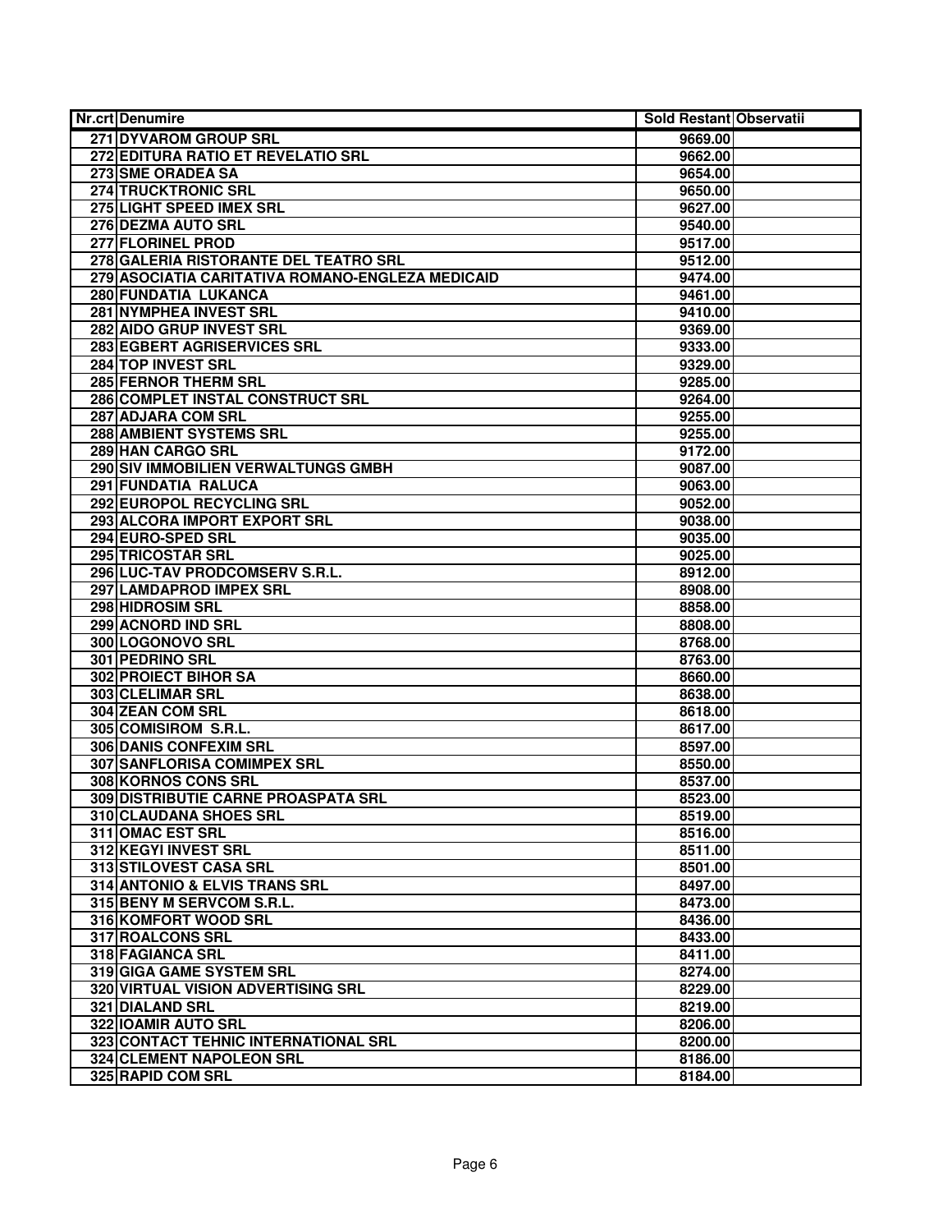| Nr.crt | Denumire | Sold Restant | Observatii |
|---|---|---|---|
| 271 | DYVAROM GROUP SRL | 9669.00 | |
| 272 | EDITURA RATIO ET REVELATIO SRL | 9662.00 | |
| 273 | SME ORADEA SA | 9654.00 | |
| 274 | TRUCKTRONIC SRL | 9650.00 | |
| 275 | LIGHT SPEED IMEX SRL | 9627.00 | |
| 276 | DEZMA AUTO SRL | 9540.00 | |
| 277 | FLORINEL PROD | 9517.00 | |
| 278 | GALERIA RISTORANTE DEL TEATRO SRL | 9512.00 | |
| 279 | ASOCIATIA CARITATIVA ROMANO-ENGLEZA MEDICAID | 9474.00 | |
| 280 | FUNDATIA LUKANCA | 9461.00 | |
| 281 | NYMPHEA INVEST SRL | 9410.00 | |
| 282 | AIDO GRUP INVEST SRL | 9369.00 | |
| 283 | EGBERT AGRISERVICES SRL | 9333.00 | |
| 284 | TOP INVEST SRL | 9329.00 | |
| 285 | FERNOR THERM SRL | 9285.00 | |
| 286 | COMPLET INSTAL CONSTRUCT SRL | 9264.00 | |
| 287 | ADJARA COM SRL | 9255.00 | |
| 288 | AMBIENT SYSTEMS SRL | 9255.00 | |
| 289 | HAN CARGO SRL | 9172.00 | |
| 290 | SIV IMMOBILIEN VERWALTUNGS GMBH | 9087.00 | |
| 291 | FUNDATIA RALUCA | 9063.00 | |
| 292 | EUROPOL RECYCLING SRL | 9052.00 | |
| 293 | ALCORA IMPORT EXPORT SRL | 9038.00 | |
| 294 | EURO-SPED SRL | 9035.00 | |
| 295 | TRICOSTAR SRL | 9025.00 | |
| 296 | LUC-TAV PRODCOMSERV S.R.L. | 8912.00 | |
| 297 | LAMDAPROD IMPEX SRL | 8908.00 | |
| 298 | HIDROSIM SRL | 8858.00 | |
| 299 | ACNORD IND SRL | 8808.00 | |
| 300 | LOGONOVO SRL | 8768.00 | |
| 301 | PEDRINO SRL | 8763.00 | |
| 302 | PROIECT BIHOR SA | 8660.00 | |
| 303 | CLELIMAR SRL | 8638.00 | |
| 304 | ZEAN COM SRL | 8618.00 | |
| 305 | COMISIROM S.R.L. | 8617.00 | |
| 306 | DANIS CONFEXIM SRL | 8597.00 | |
| 307 | SANFLORISA COMIMPEX SRL | 8550.00 | |
| 308 | KORNOS CONS SRL | 8537.00 | |
| 309 | DISTRIBUTIE CARNE PROASPATA SRL | 8523.00 | |
| 310 | CLAUDANA SHOES SRL | 8519.00 | |
| 311 | OMAC EST SRL | 8516.00 | |
| 312 | KEGYI INVEST SRL | 8511.00 | |
| 313 | STILOVEST CASA SRL | 8501.00 | |
| 314 | ANTONIO & ELVIS TRANS SRL | 8497.00 | |
| 315 | BENY M SERVCOM S.R.L. | 8473.00 | |
| 316 | KOMFORT WOOD SRL | 8436.00 | |
| 317 | ROALCONS SRL | 8433.00 | |
| 318 | FAGIANCA SRL | 8411.00 | |
| 319 | GIGA GAME SYSTEM SRL | 8274.00 | |
| 320 | VIRTUAL VISION ADVERTISING SRL | 8229.00 | |
| 321 | DIALAND SRL | 8219.00 | |
| 322 | IOAMIR AUTO SRL | 8206.00 | |
| 323 | CONTACT TEHNIC INTERNATIONAL SRL | 8200.00 | |
| 324 | CLEMENT NAPOLEON SRL | 8186.00 | |
| 325 | RAPID COM SRL | 8184.00 | |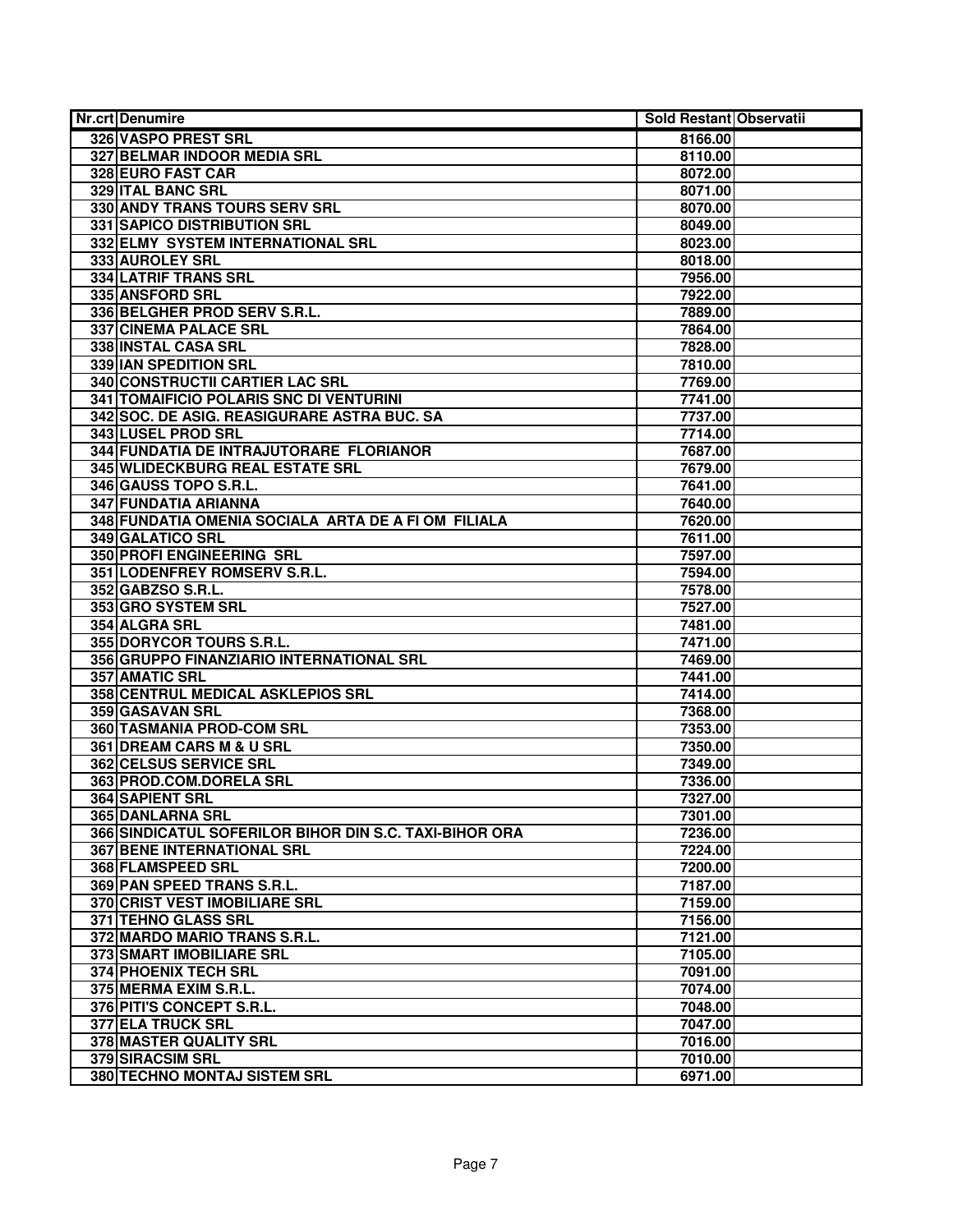| Nr.crt | Denumire | Sold Restant | Observatii |
|---|---|---|---|
| 326 | VASPO PREST SRL | 8166.00 | |
| 327 | BELMAR INDOOR MEDIA SRL | 8110.00 | |
| 328 | EURO FAST CAR | 8072.00 | |
| 329 | ITAL BANC SRL | 8071.00 | |
| 330 | ANDY TRANS TOURS SERV SRL | 8070.00 | |
| 331 | SAPICO DISTRIBUTION SRL | 8049.00 | |
| 332 | ELMY SYSTEM INTERNATIONAL SRL | 8023.00 | |
| 333 | AUROLEY SRL | 8018.00 | |
| 334 | LATRIF TRANS SRL | 7956.00 | |
| 335 | ANSFORD SRL | 7922.00 | |
| 336 | BELGHER PROD SERV S.R.L. | 7889.00 | |
| 337 | CINEMA PALACE SRL | 7864.00 | |
| 338 | INSTAL CASA SRL | 7828.00 | |
| 339 | IAN SPEDITION SRL | 7810.00 | |
| 340 | CONSTRUCTII CARTIER LAC SRL | 7769.00 | |
| 341 | TOMAIFICIO POLARIS SNC DI VENTURINI | 7741.00 | |
| 342 | SOC. DE ASIG. REASIGURARE ASTRA BUC. SA | 7737.00 | |
| 343 | LUSEL PROD SRL | 7714.00 | |
| 344 | FUNDATIA DE INTRAJUTORARE FLORIANOR | 7687.00 | |
| 345 | WLIDECKBURG REAL ESTATE SRL | 7679.00 | |
| 346 | GAUSS TOPO S.R.L. | 7641.00 | |
| 347 | FUNDATIA ARIANNA | 7640.00 | |
| 348 | FUNDATIA OMENIA SOCIALA ARTA DE A FI OM FILIALA | 7620.00 | |
| 349 | GALATICO SRL | 7611.00 | |
| 350 | PROFI ENGINEERING SRL | 7597.00 | |
| 351 | LODENFREY ROMSERV S.R.L. | 7594.00 | |
| 352 | GABZSO S.R.L. | 7578.00 | |
| 353 | GRO SYSTEM SRL | 7527.00 | |
| 354 | ALGRA SRL | 7481.00 | |
| 355 | DORYCOR TOURS S.R.L. | 7471.00 | |
| 356 | GRUPPO FINANZIARIO INTERNATIONAL SRL | 7469.00 | |
| 357 | AMATIC SRL | 7441.00 | |
| 358 | CENTRUL MEDICAL ASKLEPIOS SRL | 7414.00 | |
| 359 | GASAVAN SRL | 7368.00 | |
| 360 | TASMANIA PROD-COM SRL | 7353.00 | |
| 361 | DREAM CARS M & U SRL | 7350.00 | |
| 362 | CELSUS SERVICE SRL | 7349.00 | |
| 363 | PROD.COM.DORELA SRL | 7336.00 | |
| 364 | SAPIENT SRL | 7327.00 | |
| 365 | DANLARNA SRL | 7301.00 | |
| 366 | SINDICATUL SOFERILOR BIHOR DIN S.C. TAXI-BIHOR ORA | 7236.00 | |
| 367 | BENE INTERNATIONAL SRL | 7224.00 | |
| 368 | FLAMSPEED SRL | 7200.00 | |
| 369 | PAN SPEED TRANS S.R.L. | 7187.00 | |
| 370 | CRIST VEST IMOBILIARE SRL | 7159.00 | |
| 371 | TEHNO GLASS SRL | 7156.00 | |
| 372 | MARDO MARIO TRANS S.R.L. | 7121.00 | |
| 373 | SMART IMOBILIARE SRL | 7105.00 | |
| 374 | PHOENIX TECH SRL | 7091.00 | |
| 375 | MERMA EXIM S.R.L. | 7074.00 | |
| 376 | PITI'S CONCEPT S.R.L. | 7048.00 | |
| 377 | ELA TRUCK SRL | 7047.00 | |
| 378 | MASTER QUALITY SRL | 7016.00 | |
| 379 | SIRACSIM SRL | 7010.00 | |
| 380 | TECHNO MONTAJ SISTEM SRL | 6971.00 | |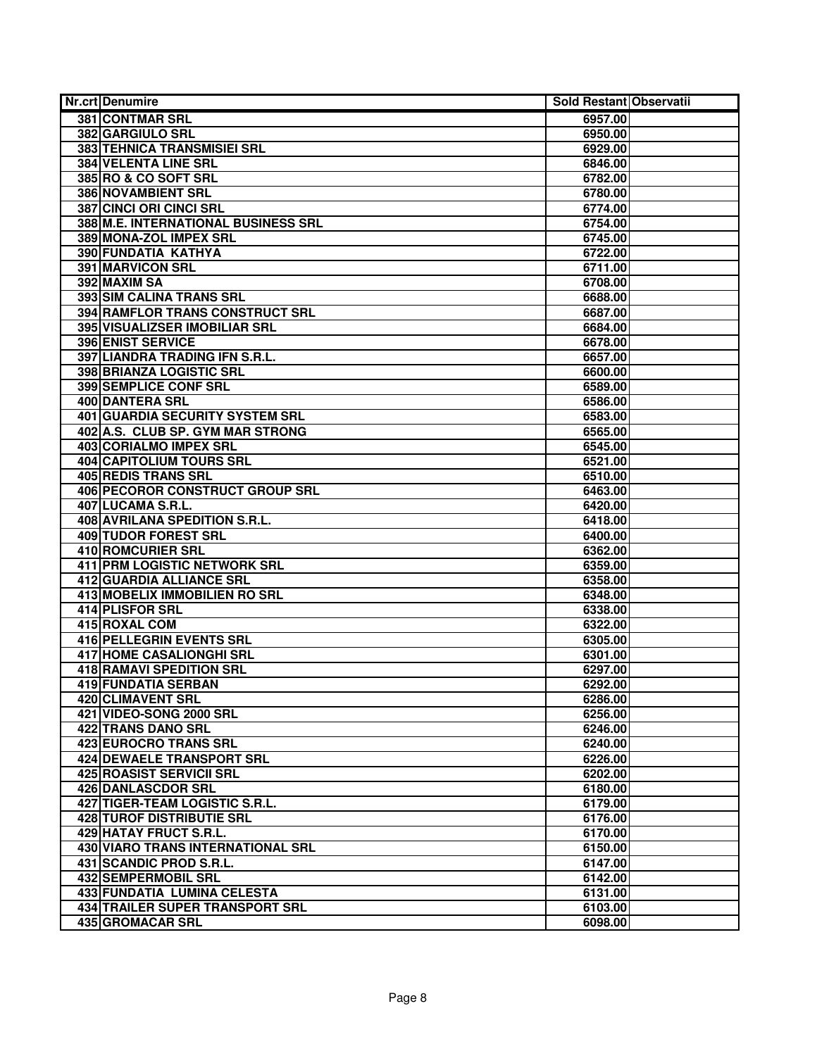| Nr.crt | Denumire | Sold Restant | Observatii |
|---|---|---|---|
| 381 | CONTMAR SRL | 6957.00 | |
| 382 | GARGIULO SRL | 6950.00 | |
| 383 | TEHNICA TRANSMISIEI SRL | 6929.00 | |
| 384 | VELENTA LINE SRL | 6846.00 | |
| 385 | RO & CO SOFT SRL | 6782.00 | |
| 386 | NOVAMBIENT SRL | 6780.00 | |
| 387 | CINCI ORI CINCI SRL | 6774.00 | |
| 388 | M.E. INTERNATIONAL BUSINESS SRL | 6754.00 | |
| 389 | MONA-ZOL IMPEX SRL | 6745.00 | |
| 390 | FUNDATIA KATHYA | 6722.00 | |
| 391 | MARVICON SRL | 6711.00 | |
| 392 | MAXIM SA | 6708.00 | |
| 393 | SIM CALINA TRANS SRL | 6688.00 | |
| 394 | RAMFLOR TRANS CONSTRUCT SRL | 6687.00 | |
| 395 | VISUALIZSER IMOBILIAR SRL | 6684.00 | |
| 396 | ENIST SERVICE | 6678.00 | |
| 397 | LIANDRA TRADING IFN S.R.L. | 6657.00 | |
| 398 | BRIANZA LOGISTIC SRL | 6600.00 | |
| 399 | SEMPLICE CONF SRL | 6589.00 | |
| 400 | DANTERA SRL | 6586.00 | |
| 401 | GUARDIA SECURITY SYSTEM SRL | 6583.00 | |
| 402 | A.S. CLUB SP. GYM MAR STRONG | 6565.00 | |
| 403 | CORIALMO IMPEX SRL | 6545.00 | |
| 404 | CAPITOLIUM TOURS SRL | 6521.00 | |
| 405 | REDIS TRANS SRL | 6510.00 | |
| 406 | PECOROR CONSTRUCT GROUP SRL | 6463.00 | |
| 407 | LUCAMA S.R.L. | 6420.00 | |
| 408 | AVRILANA SPEDITION S.R.L. | 6418.00 | |
| 409 | TUDOR FOREST SRL | 6400.00 | |
| 410 | ROMCURIER SRL | 6362.00 | |
| 411 | PRM LOGISTIC NETWORK SRL | 6359.00 | |
| 412 | GUARDIA ALLIANCE SRL | 6358.00 | |
| 413 | MOBELIX IMMOBILIEN RO SRL | 6348.00 | |
| 414 | PLISFOR SRL | 6338.00 | |
| 415 | ROXAL COM | 6322.00 | |
| 416 | PELLEGRIN EVENTS SRL | 6305.00 | |
| 417 | HOME CASALIONGHI SRL | 6301.00 | |
| 418 | RAMAVI SPEDITION SRL | 6297.00 | |
| 419 | FUNDATIA SERBAN | 6292.00 | |
| 420 | CLIMAVENT SRL | 6286.00 | |
| 421 | VIDEO-SONG 2000 SRL | 6256.00 | |
| 422 | TRANS DANO SRL | 6246.00 | |
| 423 | EUROCRO TRANS SRL | 6240.00 | |
| 424 | DEWAELE TRANSPORT SRL | 6226.00 | |
| 425 | ROASIST SERVICII SRL | 6202.00 | |
| 426 | DANLASCDOR SRL | 6180.00 | |
| 427 | TIGER-TEAM LOGISTIC S.R.L. | 6179.00 | |
| 428 | TUROF DISTRIBUTIE SRL | 6176.00 | |
| 429 | HATAY FRUCT S.R.L. | 6170.00 | |
| 430 | VIARO TRANS INTERNATIONAL SRL | 6150.00 | |
| 431 | SCANDIC PROD S.R.L. | 6147.00 | |
| 432 | SEMPERMOBIL SRL | 6142.00 | |
| 433 | FUNDATIA LUMINA CELESTA | 6131.00 | |
| 434 | TRAILER SUPER TRANSPORT SRL | 6103.00 | |
| 435 | GROMACAR SRL | 6098.00 | |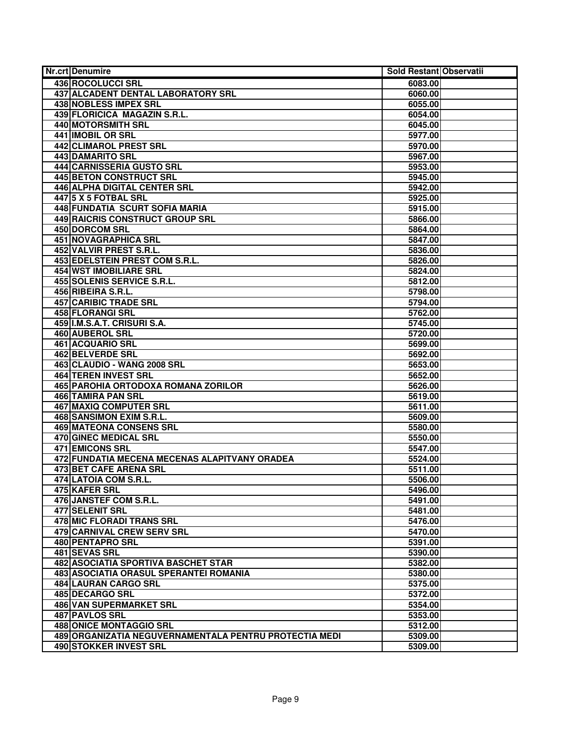| Nr.crt | Denumire | Sold Restant | Observatii |
|---|---|---|---|
| 436 | ROCOLUCCI SRL | 6083.00 | |
| 437 | ALCADENT DENTAL LABORATORY SRL | 6060.00 | |
| 438 | NOBLESS IMPEX SRL | 6055.00 | |
| 439 | FLORICICA MAGAZIN S.R.L. | 6054.00 | |
| 440 | MOTORSMITH SRL | 6045.00 | |
| 441 | IMOBIL OR SRL | 5977.00 | |
| 442 | CLIMAROL PREST SRL | 5970.00 | |
| 443 | DAMARITO SRL | 5967.00 | |
| 444 | CARNISSERIA GUSTO SRL | 5953.00 | |
| 445 | BETON CONSTRUCT SRL | 5945.00 | |
| 446 | ALPHA DIGITAL CENTER SRL | 5942.00 | |
| 447 | 5 X 5 FOTBAL SRL | 5925.00 | |
| 448 | FUNDATIA SCURT SOFIA MARIA | 5915.00 | |
| 449 | RAICRIS CONSTRUCT GROUP SRL | 5866.00 | |
| 450 | DORCOM SRL | 5864.00 | |
| 451 | NOVAGRAPHICA SRL | 5847.00 | |
| 452 | VALVIR PREST S.R.L. | 5836.00 | |
| 453 | EDELSTEIN PREST COM S.R.L. | 5826.00 | |
| 454 | WST IMOBILIARE SRL | 5824.00 | |
| 455 | SOLENIS SERVICE S.R.L. | 5812.00 | |
| 456 | RIBEIRA S.R.L. | 5798.00 | |
| 457 | CARIBIC TRADE SRL | 5794.00 | |
| 458 | FLORANGI SRL | 5762.00 | |
| 459 | I.M.S.A.T. CRISURI S.A. | 5745.00 | |
| 460 | AUBEROL SRL | 5720.00 | |
| 461 | ACQUARIO SRL | 5699.00 | |
| 462 | BELVERDE SRL | 5692.00 | |
| 463 | CLAUDIO - WANG 2008 SRL | 5653.00 | |
| 464 | TEREN INVEST SRL | 5652.00 | |
| 465 | PAROHIA ORTODOXA ROMANA ZORILOR | 5626.00 | |
| 466 | TAMIRA PAN SRL | 5619.00 | |
| 467 | MAXIQ COMPUTER SRL | 5611.00 | |
| 468 | SANSIMON EXIM S.R.L. | 5609.00 | |
| 469 | MATEONA CONSENS SRL | 5580.00 | |
| 470 | GINEC MEDICAL SRL | 5550.00 | |
| 471 | EMICONS SRL | 5547.00 | |
| 472 | FUNDATIA MECENA MECENAS ALAPITVANY ORADEA | 5524.00 | |
| 473 | BET CAFE ARENA SRL | 5511.00 | |
| 474 | LATOIA COM S.R.L. | 5506.00 | |
| 475 | KAFER SRL | 5496.00 | |
| 476 | JANSTEF COM S.R.L. | 5491.00 | |
| 477 | SELENIT SRL | 5481.00 | |
| 478 | MIC FLORADI TRANS SRL | 5476.00 | |
| 479 | CARNIVAL CREW SERV SRL | 5470.00 | |
| 480 | PENTAPRO SRL | 5391.00 | |
| 481 | SEVAS SRL | 5390.00 | |
| 482 | ASOCIATIA SPORTIVA BASCHET STAR | 5382.00 | |
| 483 | ASOCIATIA ORASUL SPERANTEI ROMANIA | 5380.00 | |
| 484 | LAURAN CARGO SRL | 5375.00 | |
| 485 | DECARGO SRL | 5372.00 | |
| 486 | VAN SUPERMARKET SRL | 5354.00 | |
| 487 | PAVLOS SRL | 5353.00 | |
| 488 | ONICE MONTAGGIO SRL | 5312.00 | |
| 489 | ORGANIZATIA NEGUVERNAMENTALA PENTRU PROTECTIA MEDI | 5309.00 | |
| 490 | STOKKER INVEST SRL | 5309.00 | |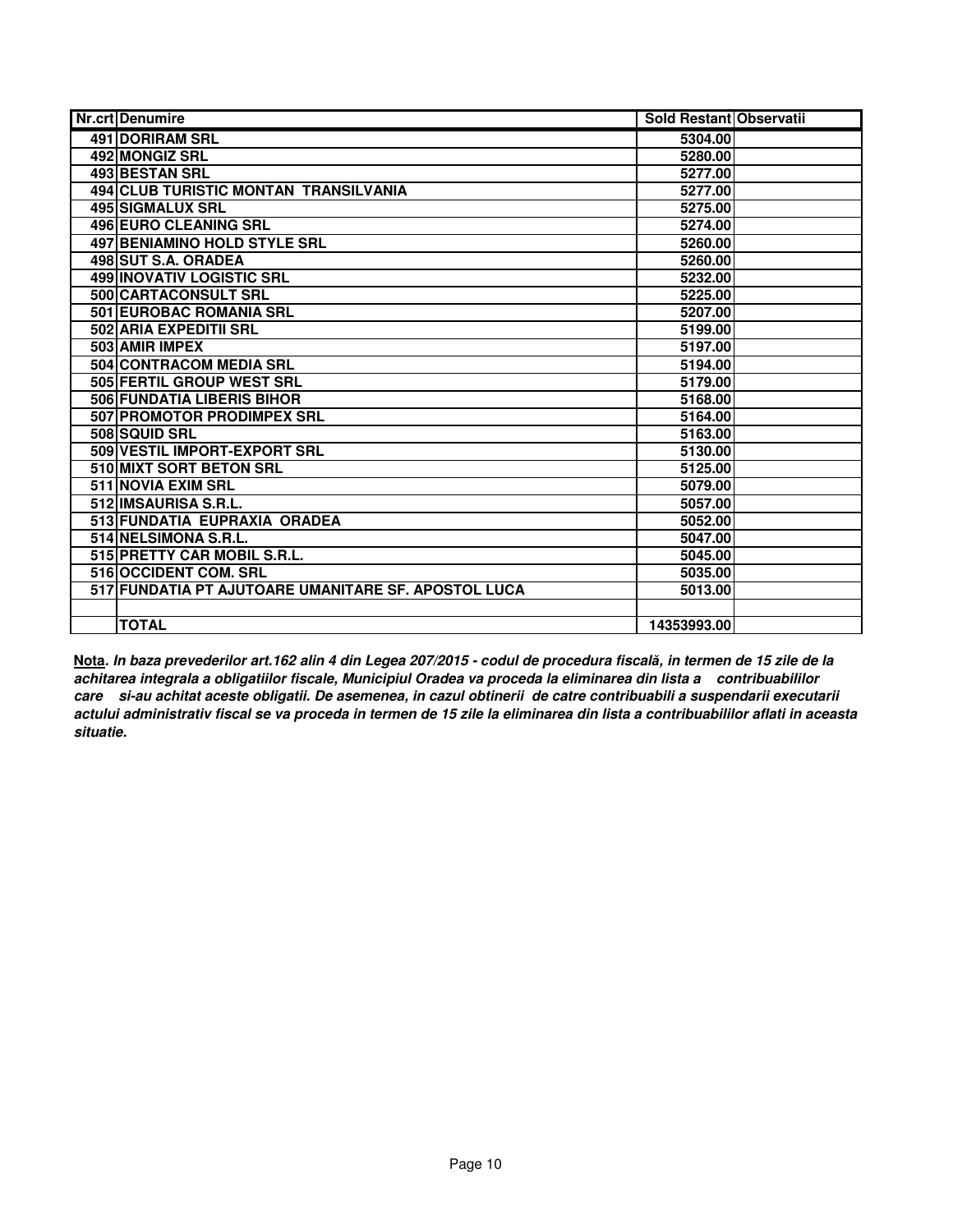| Nr.crt | Denumire | Sold Restant | Observatii |
|---|---|---|---|
| 491 | DORIRAM SRL | 5304.00 | |
| 492 | MONGIZ SRL | 5280.00 | |
| 493 | BESTAN SRL | 5277.00 | |
| 494 | CLUB TURISTIC MONTAN TRANSILVANIA | 5277.00 | |
| 495 | SIGMALUX SRL | 5275.00 | |
| 496 | EURO CLEANING SRL | 5274.00 | |
| 497 | BENIAMINO HOLD STYLE SRL | 5260.00 | |
| 498 | SUT S.A. ORADEA | 5260.00 | |
| 499 | INOVATIV LOGISTIC SRL | 5232.00 | |
| 500 | CARTACONSULT SRL | 5225.00 | |
| 501 | EUROBAC ROMANIA SRL | 5207.00 | |
| 502 | ARIA EXPEDITII SRL | 5199.00 | |
| 503 | AMIR IMPEX | 5197.00 | |
| 504 | CONTRACOM MEDIA SRL | 5194.00 | |
| 505 | FERTIL GROUP WEST SRL | 5179.00 | |
| 506 | FUNDATIA LIBERIS BIHOR | 5168.00 | |
| 507 | PROMOTOR PRODIMPEX SRL | 5164.00 | |
| 508 | SQUID SRL | 5163.00 | |
| 509 | VESTIL IMPORT-EXPORT SRL | 5130.00 | |
| 510 | MIXT SORT BETON SRL | 5125.00 | |
| 511 | NOVIA EXIM SRL | 5079.00 | |
| 512 | IMSAURISA S.R.L. | 5057.00 | |
| 513 | FUNDATIA EUPRAXIA ORADEA | 5052.00 | |
| 514 | NELSIMONA S.R.L. | 5047.00 | |
| 515 | PRETTY CAR MOBIL S.R.L. | 5045.00 | |
| 516 | OCCIDENT COM. SRL | 5035.00 | |
| 517 | FUNDATIA PT AJUTOARE UMANITARE SF. APOSTOL LUCA | 5013.00 | |
| | | | |
| | TOTAL | 14353993.00 | |

**Nota.** ***In baza prevederilor art.162 alin 4 din Legea 207/2015 - codul de procedura fiscală, in termen de 15 zile de la achitarea integrala a obligatiilor fiscale, Municipiul Oradea va proceda la eliminarea din lista a contribuabililor care si-au achitat aceste obligatii. De asemenea, in cazul obtinerii de catre contribuabili a suspendarii executarii actului administrativ fiscal se va proceda in termen de 15 zile la eliminarea din lista a contribuabililor aflati in aceasta situatie.***